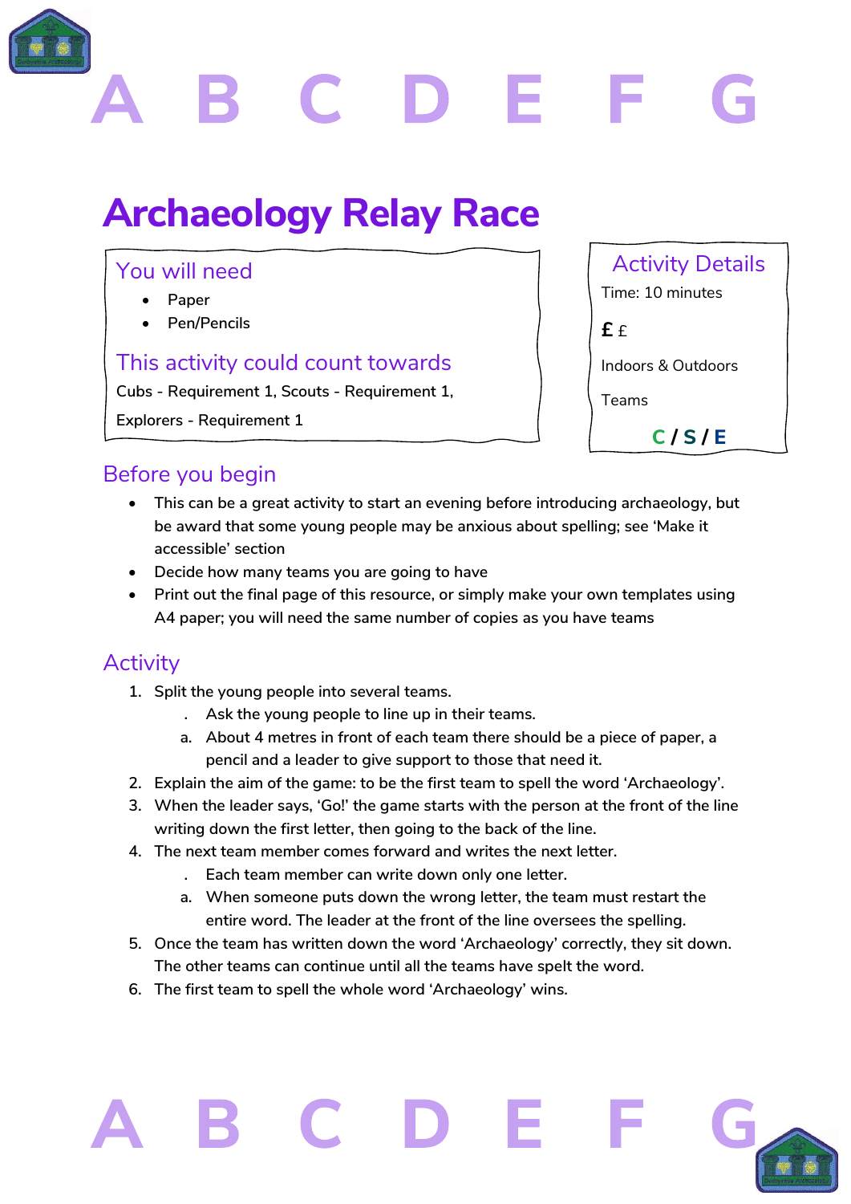A B C D E F G

# Archaeology Relay Race

## You will need

- Paper
- Pen/Pencils

## This activity could count towards

Cubs - Requirement 1, Scouts - Requirement 1, Explorers - Requirement 1

## Activity Details

Time: 10 minutes

£ £

Indoors & Outdoors

Teams

C / S / E

## Before you begin

- This can be a great activity to start an evening before introducing archaeology, but be award that some young people may be anxious about spelling; see 'Make it accessible' section
- Decide how many teams you are going to have
- Print out the final page of this resource, or simply make your own templates using A4 paper; you will need the same number of copies as you have teams

## Activity

1. Split the young people into several teams.
   - . Ask the young people to line up in their teams.
   - a. About 4 metres in front of each team there should be a piece of paper, a pencil and a leader to give support to those that need it.
2. Explain the aim of the game: to be the first team to spell the word 'Archaeology'.
3. When the leader says, 'Go!' the game starts with the person at the front of the line writing down the first letter, then going to the back of the line.
4. The next team member comes forward and writes the next letter.
   - . Each team member can write down only one letter.
   - a. When someone puts down the wrong letter, the team must restart the entire word. The leader at the front of the line oversees the spelling.
5. Once the team has written down the word 'Archaeology' correctly, they sit down. The other teams can continue until all the teams have spelt the word.
6. The first team to spell the whole word 'Archaeology' wins.

A B C D E F G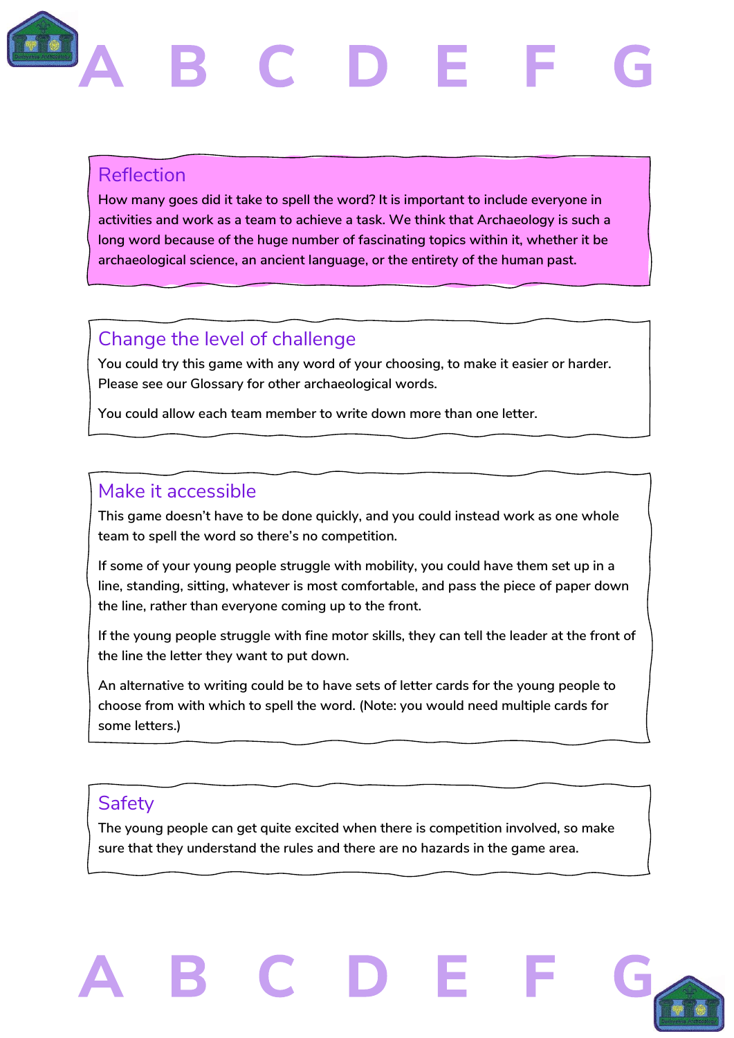## Reflection

How many goes did it take to spell the word? It is important to include everyone in activities and work as a team to achieve a task. We think that Archaeology is such a long word because of the huge number of fascinating topics within it, whether it be archaeological science, an ancient language, or the entirety of the human past.

## Change the level of challenge

You could try this game with any word of your choosing, to make it easier or harder. Please see our Glossary for other archaeological words.

You could allow each team member to write down more than one letter.

## Make it accessible

This game doesn't have to be done quickly, and you could instead work as one whole team to spell the word so there's no competition.

If some of your young people struggle with mobility, you could have them set up in a line, standing, sitting, whatever is most comfortable, and pass the piece of paper down the line, rather than everyone coming up to the front.

If the young people struggle with fine motor skills, they can tell the leader at the front of the line the letter they want to put down.

An alternative to writing could be to have sets of letter cards for the young people to choose from with which to spell the word. (Note: you would need multiple cards for some letters.)

## Safety

The young people can get quite excited when there is competition involved, so make sure that they understand the rules and there are no hazards in the game area.